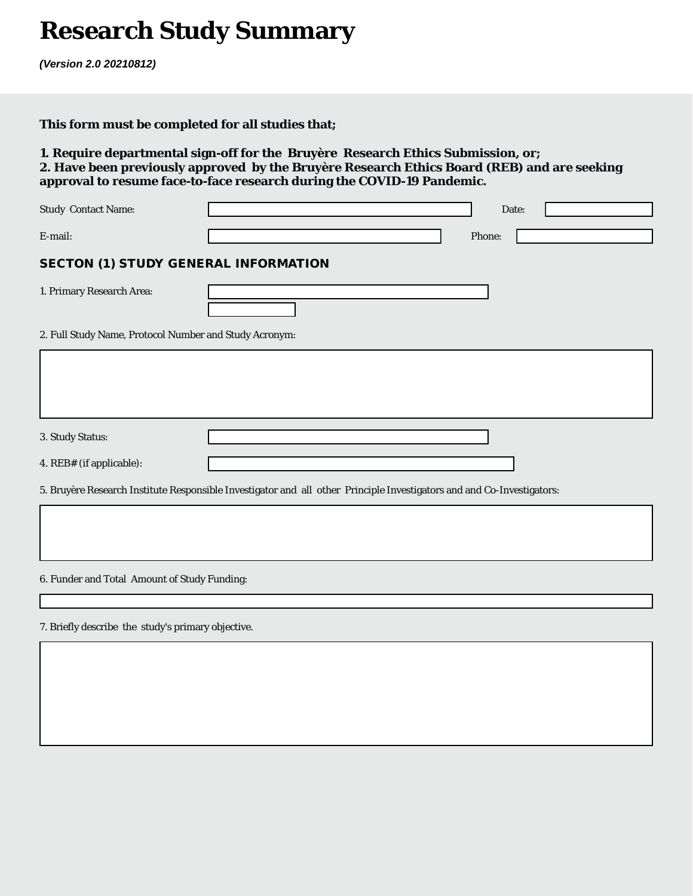# Research Study Summary

***(Version 2.0 20210812)***

**This form must be completed for all studies that;**

**1. Require departmental sign-off for the Bruyère Research Ethics Submission, or;**
**2. Have been previously approved by the Bruyère Research Ethics Board (REB) and are seeking approval to resume face-to-face research during the COVID-19 Pandemic.**

Study Contact Name: \_\_\_\_\_\_\_\_\_\_ Date: \_\_\_\_\_\_\_\_\_\_

E-mail: \_\_\_\_\_\_\_\_\_\_ Phone: \_\_\_\_\_\_\_\_\_\_

## SECTON (1) STUDY GENERAL INFORMATION

1. Primary Research Area:

2. Full Study Name, Protocol Number and Study Acronym:

3. Study Status:

4. REB# (if applicable):

5. Bruyère Research Institute Responsible Investigator and all other Principle Investigators and and Co-Investigators:

6. Funder and Total Amount of Study Funding:

7. Briefly describe the study's primary objective.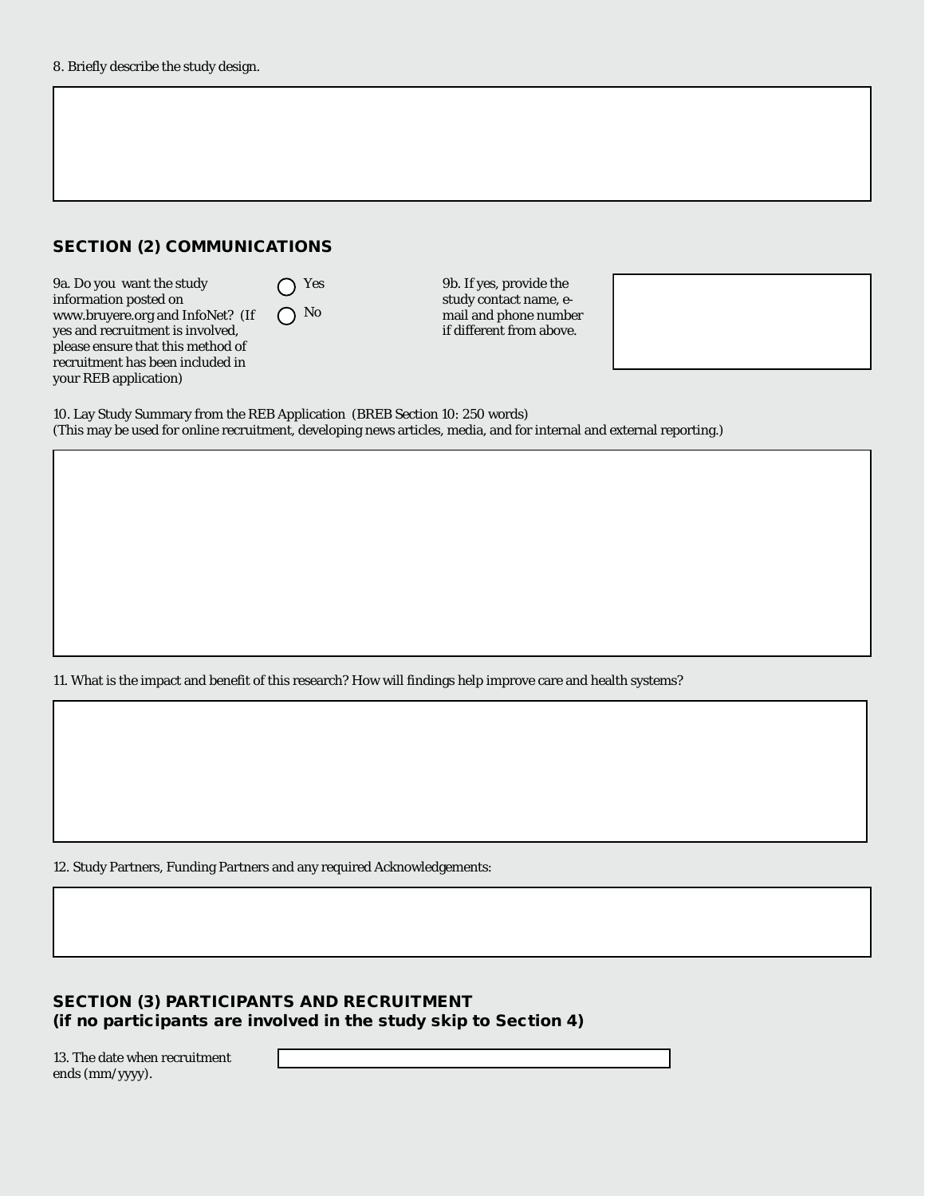8. Briefly describe the study design.

## SECTION (2) COMMUNICATIONS

9a. Do you want the study information posted on www.bruyere.org and InfoNet? (If yes and recruitment is involved, please ensure that this method of recruitment has been included in your REB application)

- ◯ Yes
- ◯ No

9b. If yes, provide the study contact name, e-mail and phone number if different from above.

10. Lay Study Summary from the REB Application (BREB Section 10: 250 words)
(This may be used for online recruitment, developing news articles, media, and for internal and external reporting.)

11. What is the impact and benefit of this research? How will findings help improve care and health systems?

12. Study Partners, Funding Partners and any required Acknowledgements:

## SECTION (3) PARTICIPANTS AND RECRUITMENT
**(if no participants are involved in the study skip to Section 4)**

13. The date when recruitment ends (mm/yyyy).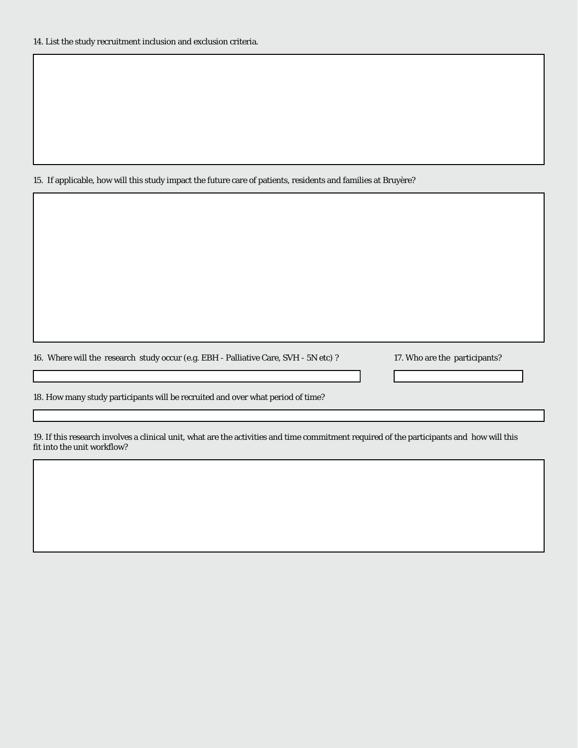14. List the study recruitment inclusion and exclusion criteria.

15. If applicable, how will this study impact the future care of patients, residents and families at Bruyère?

16. Where will the research study occur (e.g. EBH - Palliative Care, SVH - 5N etc) ?

17. Who are the participants?

18. How many study participants will be recruited and over what period of time?

19. If this research involves a clinical unit, what are the activities and time commitment required of the participants and how will this fit into the unit workflow?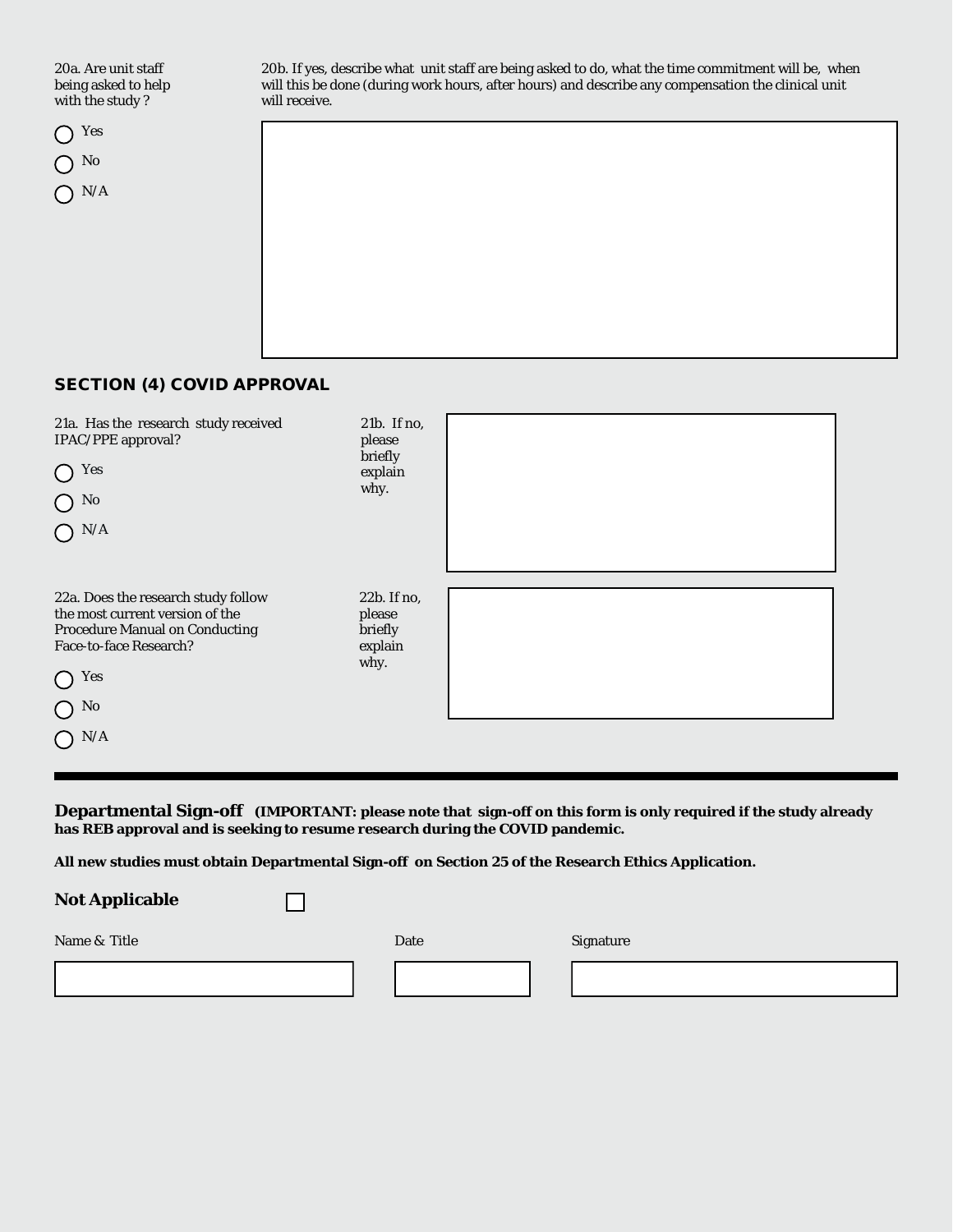20a. Are unit staff being asked to help with the study ?

- Yes
- No
- N/A

20b. If yes, describe what unit staff are being asked to do, what the time commitment will be, when will this be done (during work hours, after hours) and describe any compensation the clinical unit will receive.

## SECTION (4) COVID APPROVAL

21a. Has the research study received IPAC/PPE approval?

- Yes
- No
- N/A

21b. If no, please briefly explain why.

22a. Does the research study follow the most current version of the Procedure Manual on Conducting Face-to-face Research?

- Yes
- No
- N/A

22b. If no, please briefly explain why.

---

**Departmental Sign-off** **(IMPORTANT: please note that sign-off on this form is only required if the study already has REB approval and is seeking to resume research during the COVID pandemic.**

**All new studies must obtain Departmental Sign-off on Section 25 of the Research Ethics Application.**

**Not Applicable** ☐

| Name & Title | Date | Signature |
| --- | --- | --- |
| | | |